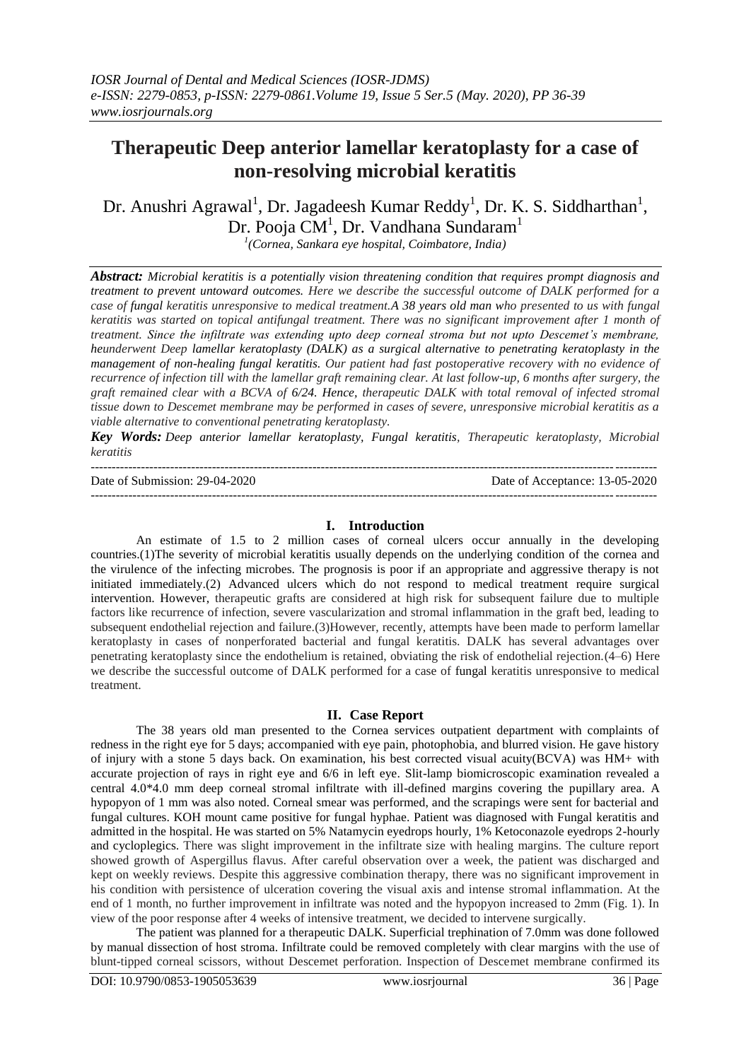# Therapeutic Deep anterior lamellar keratoplasty for a case of non-resolving microbial keratitis

Dr. Anushri Agrawal[1], Dr. Jagadeesh Kumar Reddy[1], Dr. K. S. Siddharthan[1], Dr. Pooja CM[1], Dr. Vandhana Sundaram[1]

[1](Cornea, Sankara eye hospital, Coimbatore, India)

***Abstract:*** *Microbial keratitis is a potentially vision threatening condition that requires prompt diagnosis and treatment to prevent untoward outcomes. Here we describe the successful outcome of DALK performed for a case of fungal keratitis unresponsive to medical treatment.A 38 years old man who presented to us with fungal keratitis was started on topical antifungal treatment. There was no significant improvement after 1 month of treatment. Since the infiltrate was extending upto deep corneal stroma but not upto Descemet's membrane, heunderwent Deep lamellar keratoplasty (DALK) as a surgical alternative to penetrating keratoplasty in the management of non-healing fungal keratitis. Our patient had fast postoperative recovery with no evidence of recurrence of infection till with the lamellar graft remaining clear. At last follow-up, 6 months after surgery, the graft remained clear with a BCVA of 6/24. Hence, therapeutic DALK with total removal of infected stromal tissue down to Descemet membrane may be performed in cases of severe, unresponsive microbial keratitis as a viable alternative to conventional penetrating keratoplasty.*

***Key Words:*** *Deep anterior lamellar keratoplasty, Fungal keratitis, Therapeutic keratoplasty, Microbial keratitis*

Date of Submission: 29-04-2020 — Date of Acceptance: 13-05-2020

## I. Introduction

An estimate of 1.5 to 2 million cases of corneal ulcers occur annually in the developing countries.(1)The severity of microbial keratitis usually depends on the underlying condition of the cornea and the virulence of the infecting microbes. The prognosis is poor if an appropriate and aggressive therapy is not initiated immediately.(2) Advanced ulcers which do not respond to medical treatment require surgical intervention. However, therapeutic grafts are considered at high risk for subsequent failure due to multiple factors like recurrence of infection, severe vascularization and stromal inflammation in the graft bed, leading to subsequent endothelial rejection and failure.(3)However, recently, attempts have been made to perform lamellar keratoplasty in cases of nonperforated bacterial and fungal keratitis. DALK has several advantages over penetrating keratoplasty since the endothelium is retained, obviating the risk of endothelial rejection.(4–6) Here we describe the successful outcome of DALK performed for a case of fungal keratitis unresponsive to medical treatment.

## II. Case Report

The 38 years old man presented to the Cornea services outpatient department with complaints of redness in the right eye for 5 days; accompanied with eye pain, photophobia, and blurred vision. He gave history of injury with a stone 5 days back. On examination, his best corrected visual acuity(BCVA) was HM+ with accurate projection of rays in right eye and 6/6 in left eye. Slit-lamp biomicroscopic examination revealed a central 4.0*4.0 mm deep corneal stromal infiltrate with ill-defined margins covering the pupillary area. A hypopyon of 1 mm was also noted. Corneal smear was performed, and the scrapings were sent for bacterial and fungal cultures. KOH mount came positive for fungal hyphae. Patient was diagnosed with Fungal keratitis and admitted in the hospital. He was started on 5% Natamycin eyedrops hourly, 1% Ketoconazole eyedrops 2-hourly and cycloplegics. There was slight improvement in the infiltrate size with healing margins. The culture report showed growth of Aspergillus flavus. After careful observation over a week, the patient was discharged and kept on weekly reviews. Despite this aggressive combination therapy, there was no significant improvement in his condition with persistence of ulceration covering the visual axis and intense stromal inflammation. At the end of 1 month, no further improvement in infiltrate was noted and the hypopyon increased to 2mm (Fig. 1). In view of the poor response after 4 weeks of intensive treatment, we decided to intervene surgically.

The patient was planned for a therapeutic DALK. Superficial trephination of 7.0mm was done followed by manual dissection of host stroma. Infiltrate could be removed completely with clear margins with the use of blunt-tipped corneal scissors, without Descemet perforation. Inspection of Descemet membrane confirmed its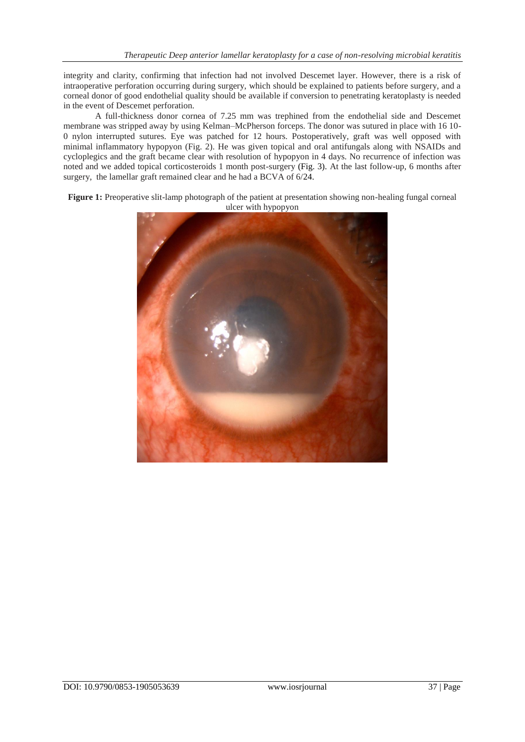integrity and clarity, confirming that infection had not involved Descemet layer. However, there is a risk of intraoperative perforation occurring during surgery, which should be explained to patients before surgery, and a corneal donor of good endothelial quality should be available if conversion to penetrating keratoplasty is needed in the event of Descemet perforation.

A full-thickness donor cornea of 7.25 mm was trephined from the endothelial side and Descemet membrane was stripped away by using Kelman–McPherson forceps. The donor was sutured in place with 16 10-0 nylon interrupted sutures. Eye was patched for 12 hours. Postoperatively, graft was well opposed with minimal inflammatory hypopyon (Fig. 2). He was given topical and oral antifungals along with NSAIDs and cycloplegics and the graft became clear with resolution of hypopyon in 4 days. No recurrence of infection was noted and we added topical corticosteroids 1 month post-surgery (Fig. 3). At the last follow-up, 6 months after surgery, the lamellar graft remained clear and he had a BCVA of 6/24.

**Figure 1:** Preoperative slit-lamp photograph of the patient at presentation showing non-healing fungal corneal ulcer with hypopyon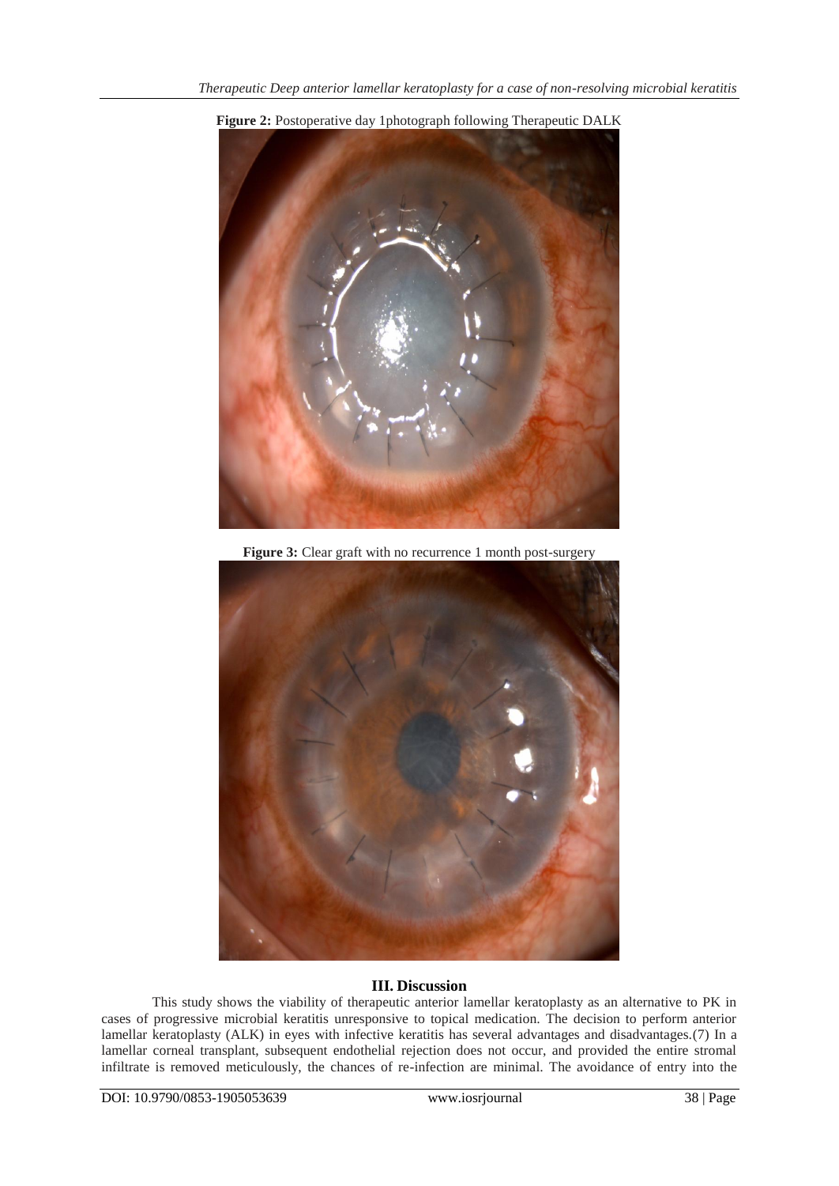**Figure 2:** Postoperative day 1photograph following Therapeutic DALK

**Figure 3:** Clear graft with no recurrence 1 month post-surgery

## III. Discussion

This study shows the viability of therapeutic anterior lamellar keratoplasty as an alternative to PK in cases of progressive microbial keratitis unresponsive to topical medication. The decision to perform anterior lamellar keratoplasty (ALK) in eyes with infective keratitis has several advantages and disadvantages.(7) In a lamellar corneal transplant, subsequent endothelial rejection does not occur, and provided the entire stromal infiltrate is removed meticulously, the chances of re-infection are minimal. The avoidance of entry into the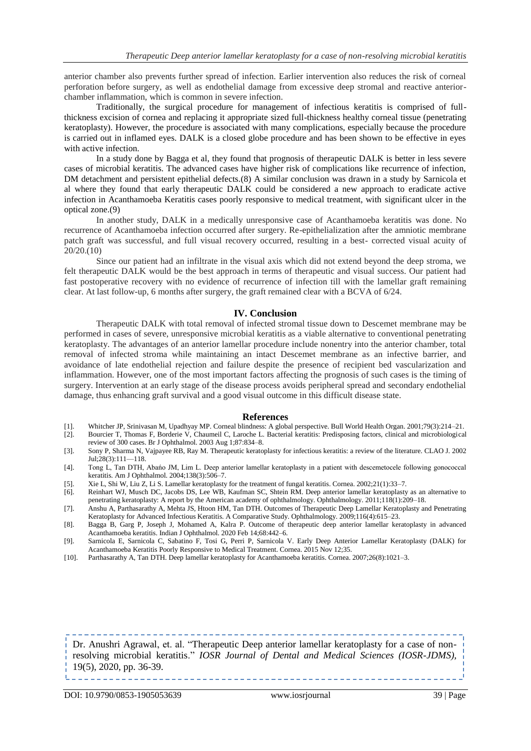anterior chamber also prevents further spread of infection. Earlier intervention also reduces the risk of corneal perforation before surgery, as well as endothelial damage from excessive deep stromal and reactive anterior-chamber inflammation, which is common in severe infection.

Traditionally, the surgical procedure for management of infectious keratitis is comprised of full-thickness excision of cornea and replacing it appropriate sized full-thickness healthy corneal tissue (penetrating keratoplasty). However, the procedure is associated with many complications, especially because the procedure is carried out in inflamed eyes. DALK is a closed globe procedure and has been shown to be effective in eyes with active infection.

In a study done by Bagga et al, they found that prognosis of therapeutic DALK is better in less severe cases of microbial keratitis. The advanced cases have higher risk of complications like recurrence of infection, DM detachment and persistent epithelial defects.(8) A similar conclusion was drawn in a study by Sarnicola et al where they found that early therapeutic DALK could be considered a new approach to eradicate active infection in Acanthamoeba Keratitis cases poorly responsive to medical treatment, with significant ulcer in the optical zone.(9)

In another study, DALK in a medically unresponsive case of Acanthamoeba keratitis was done. No recurrence of Acanthamoeba infection occurred after surgery. Re-epithelialization after the amniotic membrane patch graft was successful, and full visual recovery occurred, resulting in a best- corrected visual acuity of 20/20.(10)

Since our patient had an infiltrate in the visual axis which did not extend beyond the deep stroma, we felt therapeutic DALK would be the best approach in terms of therapeutic and visual success. Our patient had fast postoperative recovery with no evidence of recurrence of infection till with the lamellar graft remaining clear. At last follow-up, 6 months after surgery, the graft remained clear with a BCVA of 6/24.

## IV. Conclusion

Therapeutic DALK with total removal of infected stromal tissue down to Descemet membrane may be performed in cases of severe, unresponsive microbial keratitis as a viable alternative to conventional penetrating keratoplasty. The advantages of an anterior lamellar procedure include nonentry into the anterior chamber, total removal of infected stroma while maintaining an intact Descemet membrane as an infective barrier, and avoidance of late endothelial rejection and failure despite the presence of recipient bed vascularization and inflammation. However, one of the most important factors affecting the prognosis of such cases is the timing of surgery. Intervention at an early stage of the disease process avoids peripheral spread and secondary endothelial damage, thus enhancing graft survival and a good visual outcome in this difficult disease state.

## References

[1]. Whitcher JP, Srinivasan M, Upadhyay MP. Corneal blindness: A global perspective. Bull World Health Organ. 2001;79(3):214–21.

[2]. Bourcier T, Thomas F, Borderie V, Chaumeil C, Laroche L. Bacterial keratitis: Predisposing factors, clinical and microbiological review of 300 cases. Br J Ophthalmol. 2003 Aug 1;87:834–8.

[3]. Sony P, Sharma N, Vajpayee RB, Ray M. Therapeutic keratoplasty for infectious keratitis: a review of the literature. CLAO J. 2002 Jul;28(3):111—118.

[4]. Tong L, Tan DTH, Abańo JM, Lim L. Deep anterior lamellar keratoplasty in a patient with descemetocele following gonococcal keratitis. Am J Ophthalmol. 2004;138(3):506–7.

[5]. Xie L, Shi W, Liu Z, Li S. Lamellar keratoplasty for the treatment of fungal keratitis. Cornea. 2002;21(1):33–7.

[6]. Reinhart WJ, Musch DC, Jacobs DS, Lee WB, Kaufman SC, Shtein RM. Deep anterior lamellar keratoplasty as an alternative to penetrating keratoplasty: A report by the American academy of ophthalmology. Ophthalmology. 2011;118(1):209–18.

[7]. Anshu A, Parthasarathy A, Mehta JS, Htoon HM, Tan DTH. Outcomes of Therapeutic Deep Lamellar Keratoplasty and Penetrating Keratoplasty for Advanced Infectious Keratitis. A Comparative Study. Ophthalmology. 2009;116(4):615–23.

[8]. Bagga B, Garg P, Joseph J, Mohamed A, Kalra P. Outcome of therapeutic deep anterior lamellar keratoplasty in advanced Acanthamoeba keratitis. Indian J Ophthalmol. 2020 Feb 14;68:442–6.

[9]. Sarnicola E, Sarnicola C, Sabatino F, Tosi G, Perri P, Sarnicola V. Early Deep Anterior Lamellar Keratoplasty (DALK) for Acanthamoeba Keratitis Poorly Responsive to Medical Treatment. Cornea. 2015 Nov 12;35.

[10]. Parthasarathy A, Tan DTH. Deep lamellar keratoplasty for Acanthamoeba keratitis. Cornea. 2007;26(8):1021–3.

Dr. Anushri Agrawal, et. al. "Therapeutic Deep anterior lamellar keratoplasty for a case of non-resolving microbial keratitis." *IOSR Journal of Dental and Medical Sciences (IOSR-JDMS),* 19(5), 2020, pp. 36-39.